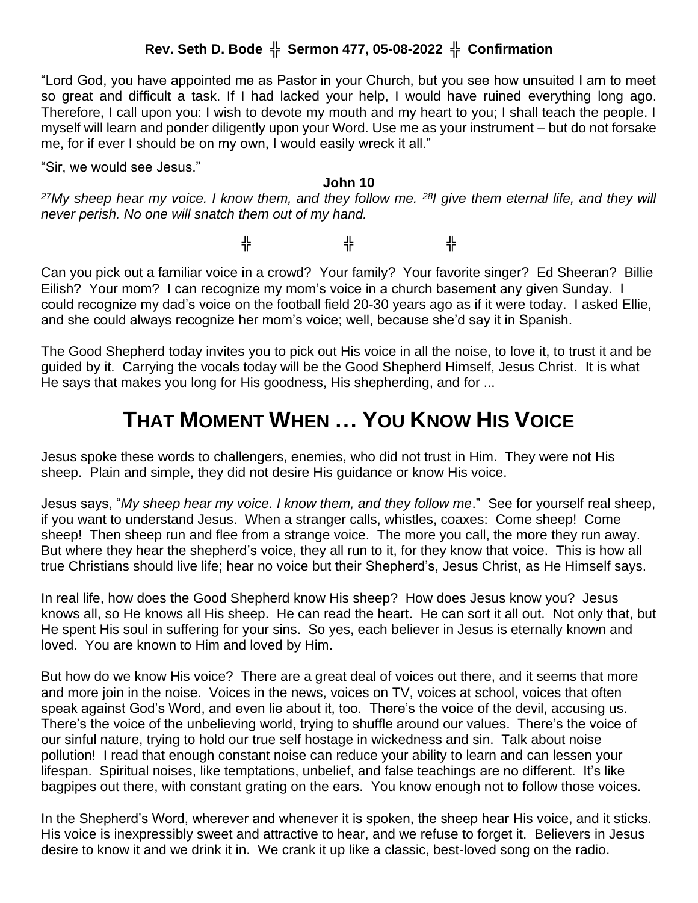**Rev. Seth D. Bode ╬ Sermon 477, 05-08-2022 ╬ Confirmation**

"Lord God, you have appointed me as Pastor in your Church, but you see how unsuited I am to meet so great and difficult a task. If I had lacked your help, I would have ruined everything long ago. Therefore, I call upon you: I wish to devote my mouth and my heart to you; I shall teach the people. I myself will learn and ponder diligently upon your Word. Use me as your instrument – but do not forsake me, for if ever I should be on my own, I would easily wreck it all."

"Sir, we would see Jesus."

**John 10**

*[27]My sheep hear my voice. I know them, and they follow me. [28]I give them eternal life, and they will never perish. No one will snatch them out of my hand.*

╬ ╬ ╬

Can you pick out a familiar voice in a crowd? Your family? Your favorite singer? Ed Sheeran? Billie Eilish? Your mom? I can recognize my mom's voice in a church basement any given Sunday. I could recognize my dad's voice on the football field 20-30 years ago as if it were today. I asked Ellie, and she could always recognize her mom's voice; well, because she'd say it in Spanish.

The Good Shepherd today invites you to pick out His voice in all the noise, to love it, to trust it and be guided by it. Carrying the vocals today will be the Good Shepherd Himself, Jesus Christ. It is what He says that makes you long for His goodness, His shepherding, and for ...

# THAT MOMENT WHEN … YOU KNOW HIS VOICE

Jesus spoke these words to challengers, enemies, who did not trust in Him. They were not His sheep. Plain and simple, they did not desire His guidance or know His voice.

Jesus says, "*My sheep hear my voice. I know them, and they follow me*." See for yourself real sheep, if you want to understand Jesus. When a stranger calls, whistles, coaxes: Come sheep! Come sheep! Then sheep run and flee from a strange voice. The more you call, the more they run away. But where they hear the shepherd's voice, they all run to it, for they know that voice. This is how all true Christians should live life; hear no voice but their Shepherd's, Jesus Christ, as He Himself says.

In real life, how does the Good Shepherd know His sheep? How does Jesus know you? Jesus knows all, so He knows all His sheep. He can read the heart. He can sort it all out. Not only that, but He spent His soul in suffering for your sins. So yes, each believer in Jesus is eternally known and loved. You are known to Him and loved by Him.

But how do we know His voice? There are a great deal of voices out there, and it seems that more and more join in the noise. Voices in the news, voices on TV, voices at school, voices that often speak against God's Word, and even lie about it, too. There's the voice of the devil, accusing us. There's the voice of the unbelieving world, trying to shuffle around our values. There's the voice of our sinful nature, trying to hold our true self hostage in wickedness and sin. Talk about noise pollution! I read that enough constant noise can reduce your ability to learn and can lessen your lifespan. Spiritual noises, like temptations, unbelief, and false teachings are no different. It's like bagpipes out there, with constant grating on the ears. You know enough not to follow those voices.

In the Shepherd's Word, wherever and whenever it is spoken, the sheep hear His voice, and it sticks. His voice is inexpressibly sweet and attractive to hear, and we refuse to forget it. Believers in Jesus desire to know it and we drink it in. We crank it up like a classic, best-loved song on the radio.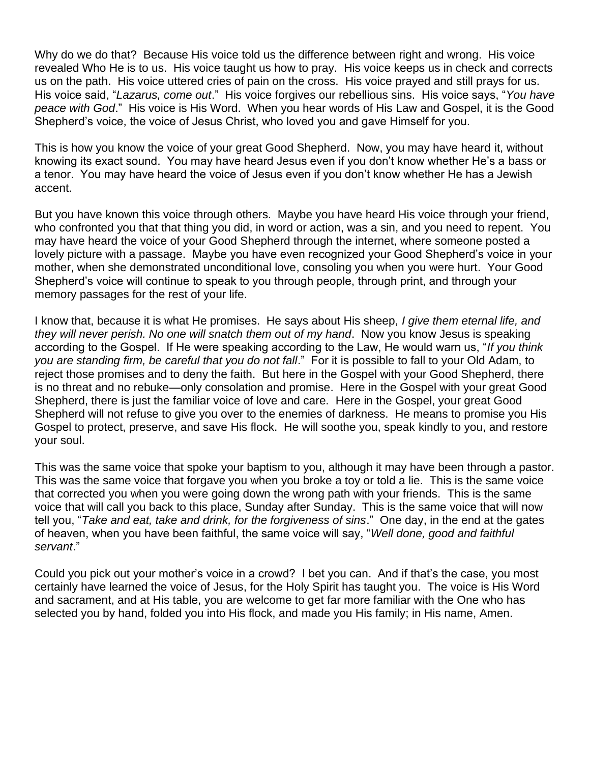Why do we do that? Because His voice told us the difference between right and wrong. His voice revealed Who He is to us. His voice taught us how to pray. His voice keeps us in check and corrects us on the path. His voice uttered cries of pain on the cross. His voice prayed and still prays for us. His voice said, "*Lazarus, come out*." His voice forgives our rebellious sins. His voice says, "*You have peace with God*." His voice is His Word. When you hear words of His Law and Gospel, it is the Good Shepherd's voice, the voice of Jesus Christ, who loved you and gave Himself for you.

This is how you know the voice of your great Good Shepherd. Now, you may have heard it, without knowing its exact sound. You may have heard Jesus even if you don't know whether He's a bass or a tenor. You may have heard the voice of Jesus even if you don't know whether He has a Jewish accent.

But you have known this voice through others. Maybe you have heard His voice through your friend, who confronted you that that thing you did, in word or action, was a sin, and you need to repent. You may have heard the voice of your Good Shepherd through the internet, where someone posted a lovely picture with a passage. Maybe you have even recognized your Good Shepherd's voice in your mother, when she demonstrated unconditional love, consoling you when you were hurt. Your Good Shepherd's voice will continue to speak to you through people, through print, and through your memory passages for the rest of your life.

I know that, because it is what He promises. He says about His sheep, *I give them eternal life, and they will never perish. No one will snatch them out of my hand*. Now you know Jesus is speaking according to the Gospel. If He were speaking according to the Law, He would warn us, "*If you think you are standing firm, be careful that you do not fall*." For it is possible to fall to your Old Adam, to reject those promises and to deny the faith. But here in the Gospel with your Good Shepherd, there is no threat and no rebuke—only consolation and promise. Here in the Gospel with your great Good Shepherd, there is just the familiar voice of love and care. Here in the Gospel, your great Good Shepherd will not refuse to give you over to the enemies of darkness. He means to promise you His Gospel to protect, preserve, and save His flock. He will soothe you, speak kindly to you, and restore your soul.

This was the same voice that spoke your baptism to you, although it may have been through a pastor. This was the same voice that forgave you when you broke a toy or told a lie. This is the same voice that corrected you when you were going down the wrong path with your friends. This is the same voice that will call you back to this place, Sunday after Sunday. This is the same voice that will now tell you, "*Take and eat, take and drink, for the forgiveness of sins*." One day, in the end at the gates of heaven, when you have been faithful, the same voice will say, "*Well done, good and faithful servant*."

Could you pick out your mother's voice in a crowd? I bet you can. And if that's the case, you most certainly have learned the voice of Jesus, for the Holy Spirit has taught you. The voice is His Word and sacrament, and at His table, you are welcome to get far more familiar with the One who has selected you by hand, folded you into His flock, and made you His family; in His name, Amen.